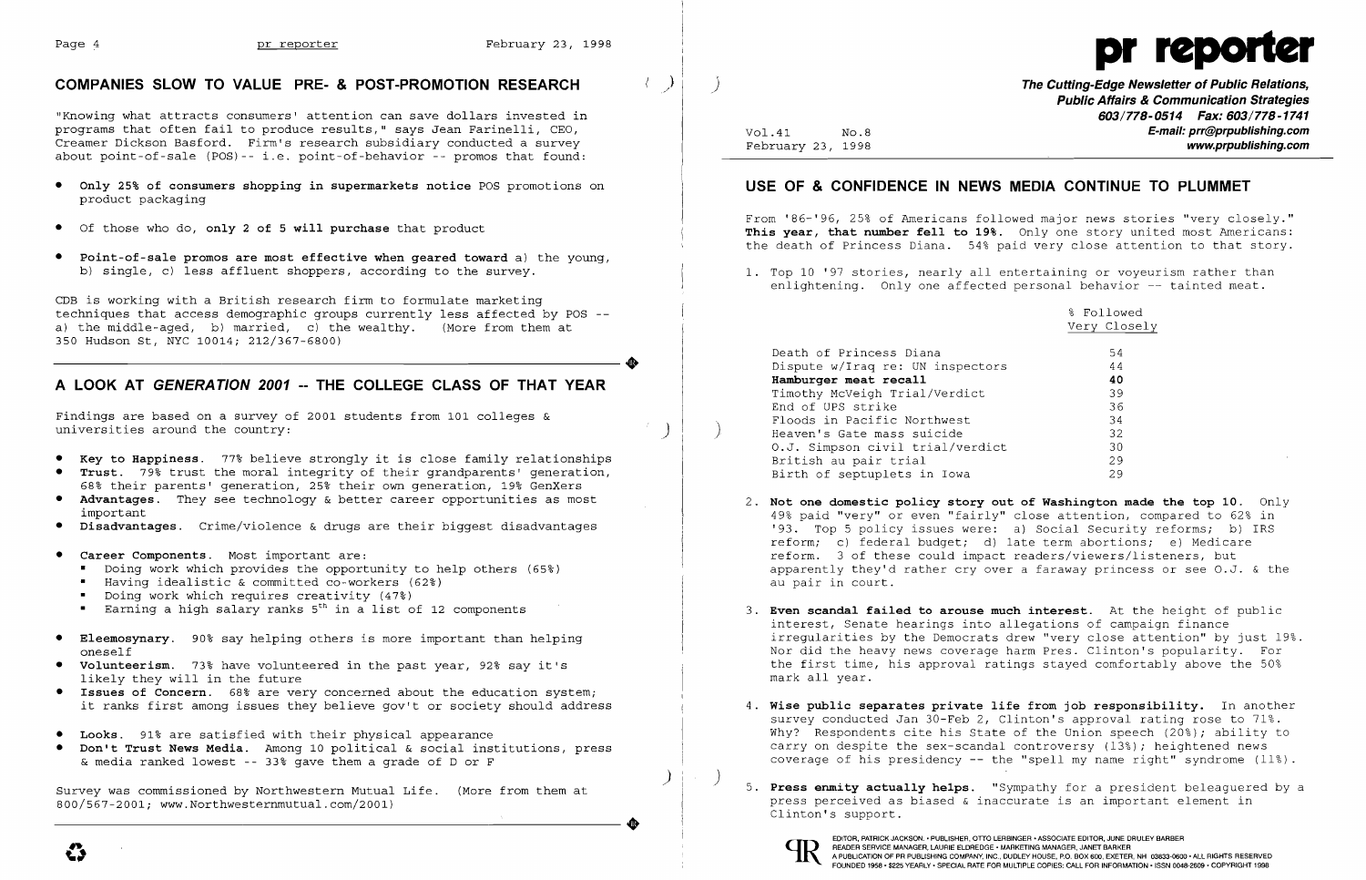## COMPANIES SLOW TO VALUE PRE- & POST-PROMOTION RESEARCH

"Knowing what attracts consumers' attention can save dollars invested in programs that often fail to produce results," says Jean Farinelli, CEO, Creamer Dickson Basford. Firm's research subsidiary conducted a survey about point-of-sale (POS)-- i.e. point-of-behavior -- promos that found:

- **Only 25% of consumers shopping in supermarkets notice** POS promotions on product packaging
- Of those who do, **only 2 of 5 will purchase** that product
- **Point-of-sale promos are most effective when geared toward** a) the young, b) single, c) less affluent shoppers, according to the survey.

CDB is working with a British research firm to formulate marketing techniques that access demographic groups currently less affected by POS -- a) the middle-aged, b) married, c) the wealthy. (More from them at 350 Hudson St, NYC 10014; 212/367-6800)

## A LOOK AT *GENERATION 2001* -- THE COLLEGE CLASS OF THAT YEAR

Findings are based on a survey of 2001 students from 101 colleges & universities around the country:

- **Key to Happiness.** 77% believe strongly it is close family relationships
- **Trust.** 79% trust the moral integrity of their grandparents' generation, 68% their parents' generation, 25% their own generation, 19% GenXers
- **Advantages.** They see technology & better career opportunities as most important
- **Disadvantages.** Crime/violence & drugs are their biggest disadvantages
- **Career Components.** Most important are:
  - Doing work which provides the opportunity to help others (65%)
  - Having idealistic & committed co-workers (62%)
  - Doing work which requires creativity (47%)
  - Earning a high salary ranks 5th in a list of 12 components
- **Eleemosynary.** 90% say helping others is more important than helping oneself
- **Volunteerism.** 73% have volunteered in the past year, 92% say it's likely they will in the future
- **Issues of Concern.** 68% are very concerned about the education system; it ranks first among issues they believe gov't or society should address
- **Looks.** 91% are satisfied with their physical appearance
- **Don't Trust News Media.** Among 10 political & social institutions, press & media ranked lowest -- 33% gave them a grade of D or F

Survey was commissioned by Northwestern Mutual Life. (More from them at 800/567-2001; www.Northwesternmutual.com/2001)

# pr reporter

**The Cutting-Edge Newsletter of Public Relations, Public Affairs & Communication Strategies**
**603/778-0514 Fax: 603/778-1741**
**E-mail: prr@prpublishing.com**
**www.prpublishing.com**

Vol.41 No.8
February 23, 1998

## USE OF & CONFIDENCE IN NEWS MEDIA CONTINUE TO PLUMMET

From '86-'96, 25% of Americans followed major news stories "very closely." **This year, that number fell to 19%.** Only one story united most Americans: the death of Princess Diana. 54% paid very close attention to that story.

1. Top 10 '97 stories, nearly all entertaining or voyeurism rather than enlightening. Only one affected personal behavior -- tainted meat.

| | % Followed Very Closely |
|---|---|
| Death of Princess Diana | 54 |
| Dispute w/Iraq re: UN inspectors | 44 |
| **Hamburger meat recall** | **40** |
| Timothy McVeigh Trial/Verdict | 39 |
| End of UPS strike | 36 |
| Floods in Pacific Northwest | 34 |
| Heaven's Gate mass suicide | 32 |
| O.J. Simpson civil trial/verdict | 30 |
| British au pair trial | 29 |
| Birth of septuplets in Iowa | 29 |

2. **Not one domestic policy story out of Washington made the top 10.** Only 49% paid "very" or even "fairly" close attention, compared to 62% in '93. Top 5 policy issues were: a) Social Security reforms; b) IRS reform; c) federal budget; d) late term abortions; e) Medicare reform. 3 of these could impact readers/viewers/listeners, but apparently they'd rather cry over a faraway princess or see O.J. & the au pair in court.

3. **Even scandal failed to arouse much interest.** At the height of public interest, Senate hearings into allegations of campaign finance irregularities by the Democrats drew "very close attention" by just 19%. Nor did the heavy news coverage harm Pres. Clinton's popularity. For the first time, his approval ratings stayed comfortably above the 50% mark all year.

4. **Wise public separates private life from job responsibility.** In another survey conducted Jan 30-Feb 2, Clinton's approval rating rose to 71%. Why? Respondents cite his State of the Union speech (20%); ability to carry on despite the sex-scandal controversy (13%); heightened news coverage of his presidency -- the "spell my name right" syndrome (11%).

5. **Press enmity actually helps.** "Sympathy for a president beleaguered by a press perceived as biased & inaccurate is an important element in Clinton's support.

EDITOR, PATRICK JACKSON • PUBLISHER, OTTO LERBINGER • ASSOCIATE EDITOR, JUNE DRULEY BARBER
READER SERVICE MANAGER, LAURIE ELDREDGE • MARKETING MANAGER, JANET BARKER
A PUBLICATION OF PR PUBLISHING COMPANY, INC., DUDLEY HOUSE, P.O. BOX 600, EXETER, NH 03833-0600 • ALL RIGHTS RESERVED
FOUNDED 1958 • $225 YEARLY • SPECIAL RATE FOR MULTIPLE COPIES: CALL FOR INFORMATION • ISSN 0048-2609 • COPYRIGHT 1998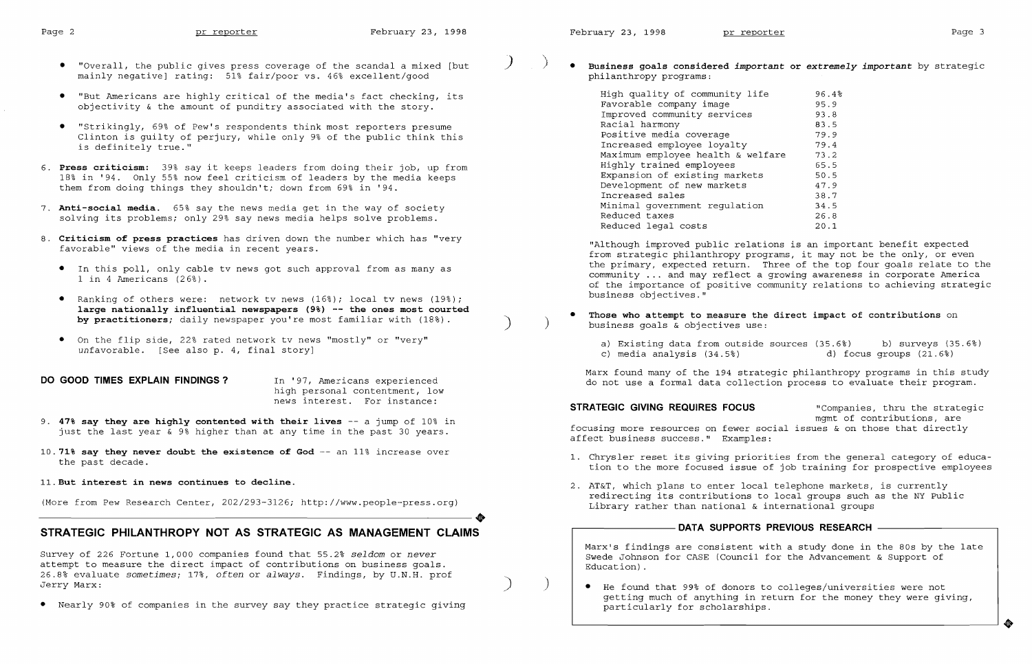- "Overall, the public gives press coverage of the scandal a mixed [but mainly negative] rating: 51% fair/poor vs. 46% excellent/good
- "But Americans are highly critical of the media's fact checking, its objectivity & the amount of punditry associated with the story.
- "Strikingly, 69% of Pew's respondents think most reporters presume Clinton is guilty of perjury, while only 9% of the public think this is definitely true."

6. **Press criticism:** 39% say it keeps leaders from doing their job, up from 18% in '94. Only 55% now feel criticism of leaders by the media keeps them from doing things they shouldn't; down from 69% in '94.

7. **Anti-social media.** 65% say the news media get in the way of society solving its problems; only 29% say news media helps solve problems.

8. **Criticism of press practices** has driven down the number which has "very favorable" views of the media in recent years.

   - In this poll, only cable tv news got such approval from as many as 1 in 4 Americans (26%).
   - Ranking of others were: network tv news (16%); local tv news (19%); **large nationally influential newspapers (9%) -- the ones most courted by practitioners**; daily newspaper you're most familiar with (18%).
   - On the flip side, 22% rated network tv news "mostly" or "very" unfavorable. [See also p. 4, final story]

**DO GOOD TIMES EXPLAIN FINDINGS?** In '97, Americans experienced high personal contentment, low news interest. For instance:

9. **47% say they are highly contented with their lives** -- a jump of 10% in just the last year & 9% higher than at any time in the past 30 years.

10. **71% say they never doubt the existence of God** -- an 11% increase over the past decade.

11. **But interest in news continues to decline.**

(More from Pew Research Center, 202/293-3126; http://www.people-press.org)

## STRATEGIC PHILANTHROPY NOT AS STRATEGIC AS MANAGEMENT CLAIMS

Survey of 226 Fortune 1,000 companies found that 55.2% *seldom* or *never* attempt to measure the direct impact of contributions on business goals. 26.8% evaluate *sometimes*; 17%, *often* or *always*. Findings, by U.N.H. prof Jerry Marx:

- Nearly 90% of companies in the survey say they practice strategic giving
- **Business goals considered *important* or *extremely important* by strategic** philanthropy programs:

| | |
|---|---|
| High quality of community life | 96.4% |
| Favorable company image | 95.9 |
| Improved community services | 93.8 |
| Racial harmony | 83.5 |
| Positive media coverage | 79.9 |
| Increased employee loyalty | 79.4 |
| Maximum employee health & welfare | 73.2 |
| Highly trained employees | 65.5 |
| Expansion of existing markets | 50.5 |
| Development of new markets | 47.9 |
| Increased sales | 38.7 |
| Minimal government regulation | 34.5 |
| Reduced taxes | 26.8 |
| Reduced legal costs | 20.1 |

"Although improved public relations is an important benefit expected from strategic philanthropy programs, it may not be the only, or even the primary, expected return. Three of the top four goals relate to the community ... and may reflect a growing awareness in corporate America of the importance of positive community relations to achieving strategic business objectives."

- **Those who attempt to measure the direct impact of contributions** on business goals & objectives use:

  a) Existing data from outside sources (35.6%) b) surveys (35.6%)
  c) media analysis (34.5%) d) focus groups (21.6%)

Marx found many of the 194 strategic philanthropy programs in this study do not use a formal data collection process to evaluate their program.

**STRATEGIC GIVING REQUIRES FOCUS** "Companies, thru the strategic mgmt of contributions, are focusing more resources on fewer social issues & on those that directly affect business success." Examples:

1. Chrysler reset its giving priorities from the general category of education to the more focused issue of job training for prospective employees

2. AT&T, which plans to enter local telephone markets, is currently redirecting its contributions to local groups such as the NY Public Library rather than national & international groups

**DATA SUPPORTS PREVIOUS RESEARCH**

Marx's findings are consistent with a study done in the 80s by the late Swede Johnson for CASE (Council for the Advancement & Support of Education).

- He found that 99% of donors to colleges/universities were not getting much of anything in return for the money they were giving, particularly for scholarships.